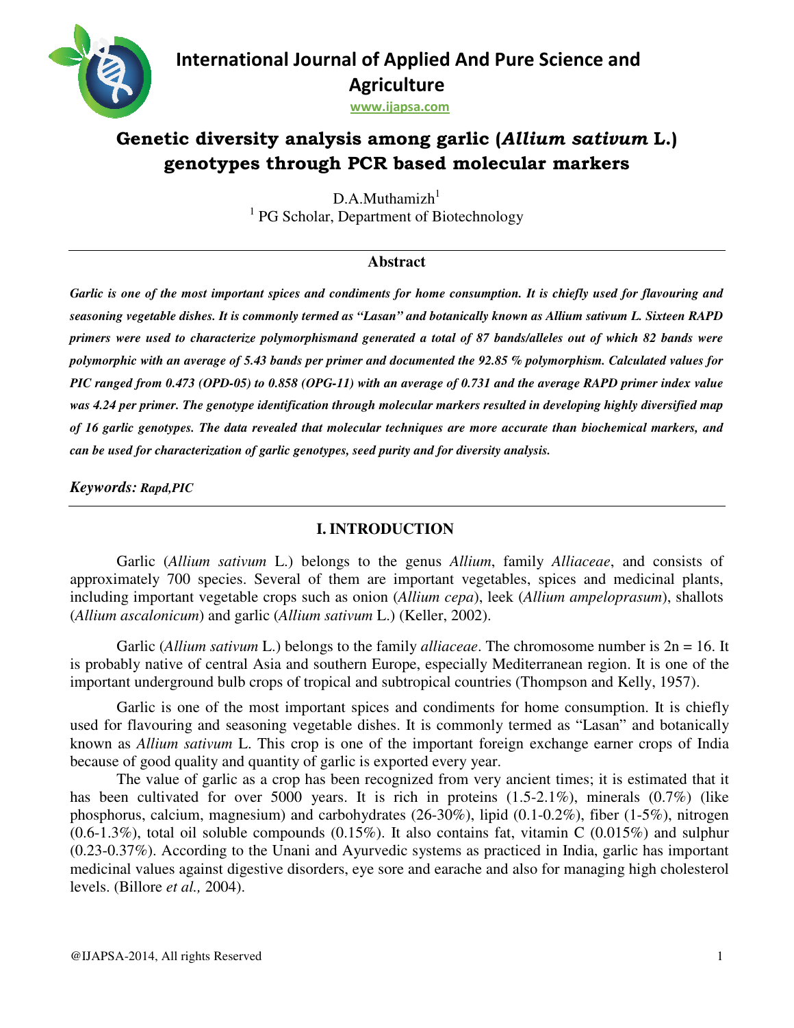# International Journal of Applied And Pure Science and Agriculture

www.ijapsa.com

## Genetic diversity analysis among garlic (*Allium sativum* L.) genotypes through PCR based molecular markers

D.A.Muthamizh[1]

[1] PG Scholar, Department of Biotechnology

### Abstract

***Garlic is one of the most important spices and condiments for home consumption. It is chiefly used for flavouring and seasoning vegetable dishes. It is commonly termed as "Lasan" and botanically known as Allium sativum L. Sixteen RAPD primers were used to characterize polymorphismand generated a total of 87 bands/alleles out of which 82 bands were polymorphic with an average of 5.43 bands per primer and documented the 92.85 % polymorphism. Calculated values for PIC ranged from 0.473 (OPD-05) to 0.858 (OPG-11) with an average of 0.731 and the average RAPD primer index value was 4.24 per primer. The genotype identification through molecular markers resulted in developing highly diversified map of 16 garlic genotypes. The data revealed that molecular techniques are more accurate than biochemical markers, and can be used for characterization of garlic genotypes, seed purity and for diversity analysis.***

***Keywords:*** ***Rapd,PIC***

## I. INTRODUCTION

Garlic (*Allium sativum* L.) belongs to the genus *Allium*, family *Alliaceae*, and consists of approximately 700 species. Several of them are important vegetables, spices and medicinal plants, including important vegetable crops such as onion (*Allium cepa*), leek (*Allium ampeloprasum*), shallots (*Allium ascalonicum*) and garlic (*Allium sativum* L.) (Keller, 2002).

Garlic (*Allium sativum* L.) belongs to the family *alliaceae*. The chromosome number is 2n = 16. It is probably native of central Asia and southern Europe, especially Mediterranean region. It is one of the important underground bulb crops of tropical and subtropical countries (Thompson and Kelly, 1957).

Garlic is one of the most important spices and condiments for home consumption. It is chiefly used for flavouring and seasoning vegetable dishes. It is commonly termed as "Lasan" and botanically known as *Allium sativum* L. This crop is one of the important foreign exchange earner crops of India because of good quality and quantity of garlic is exported every year.

The value of garlic as a crop has been recognized from very ancient times; it is estimated that it has been cultivated for over 5000 years. It is rich in proteins (1.5-2.1%), minerals (0.7%) (like phosphorus, calcium, magnesium) and carbohydrates (26-30%), lipid (0.1-0.2%), fiber (1-5%), nitrogen (0.6-1.3%), total oil soluble compounds (0.15%). It also contains fat, vitamin C (0.015%) and sulphur (0.23-0.37%). According to the Unani and Ayurvedic systems as practiced in India, garlic has important medicinal values against digestive disorders, eye sore and earache and also for managing high cholesterol levels. (Billore *et al.,* 2004).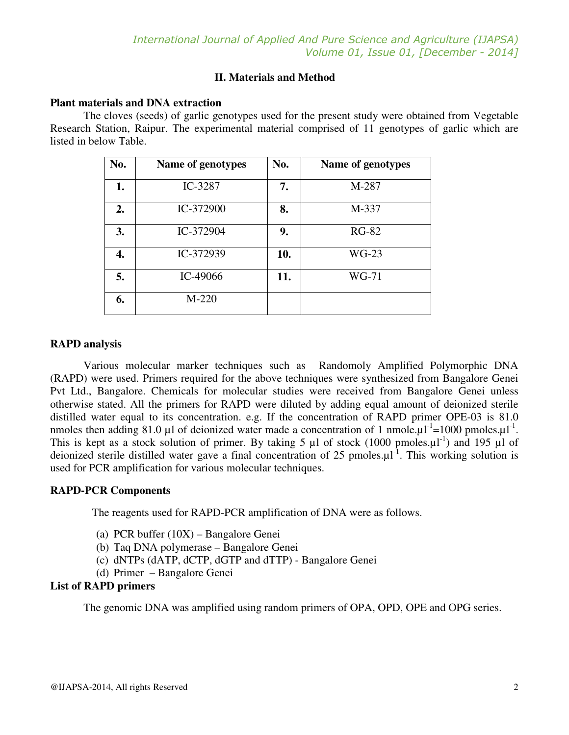## II. Materials and Method

### Plant materials and DNA extraction

The cloves (seeds) of garlic genotypes used for the present study were obtained from Vegetable Research Station, Raipur. The experimental material comprised of 11 genotypes of garlic which are listed in below Table.

| No. | Name of genotypes | No. | Name of genotypes |
|---|---|---|---|
| **1.** | IC-3287 | **7.** | M-287 |
| **2.** | IC-372900 | **8.** | M-337 |
| **3.** | IC-372904 | **9.** | RG-82 |
| **4.** | IC-372939 | **10.** | WG-23 |
| **5.** | IC-49066 | **11.** | WG-71 |
| **6.** | M-220 | | |

### RAPD analysis

Various molecular marker techniques such as Randomoly Amplified Polymorphic DNA (RAPD) were used. Primers required for the above techniques were synthesized from Bangalore Genei Pvt Ltd., Bangalore. Chemicals for molecular studies were received from Bangalore Genei unless otherwise stated. All the primers for RAPD were diluted by adding equal amount of deionized sterile distilled water equal to its concentration. e.g. If the concentration of RAPD primer OPE-03 is 81.0 nmoles then adding 81.0 µl of deionized water made a concentration of 1 nmole.µl$^{-1}$=1000 pmoles.µl$^{-1}$. This is kept as a stock solution of primer. By taking 5 µl of stock (1000 pmoles.µl$^{-1}$) and 195 µl of deionized sterile distilled water gave a final concentration of 25 pmoles.µl$^{-1}$. This working solution is used for PCR amplification for various molecular techniques.

### RAPD-PCR Components

The reagents used for RAPD-PCR amplification of DNA were as follows.

(a) PCR buffer (10X) – Bangalore Genei
(b) Taq DNA polymerase – Bangalore Genei
(c) dNTPs (dATP, dCTP, dGTP and dTTP) - Bangalore Genei
(d) Primer – Bangalore Genei

### List of RAPD primers

The genomic DNA was amplified using random primers of OPA, OPD, OPE and OPG series.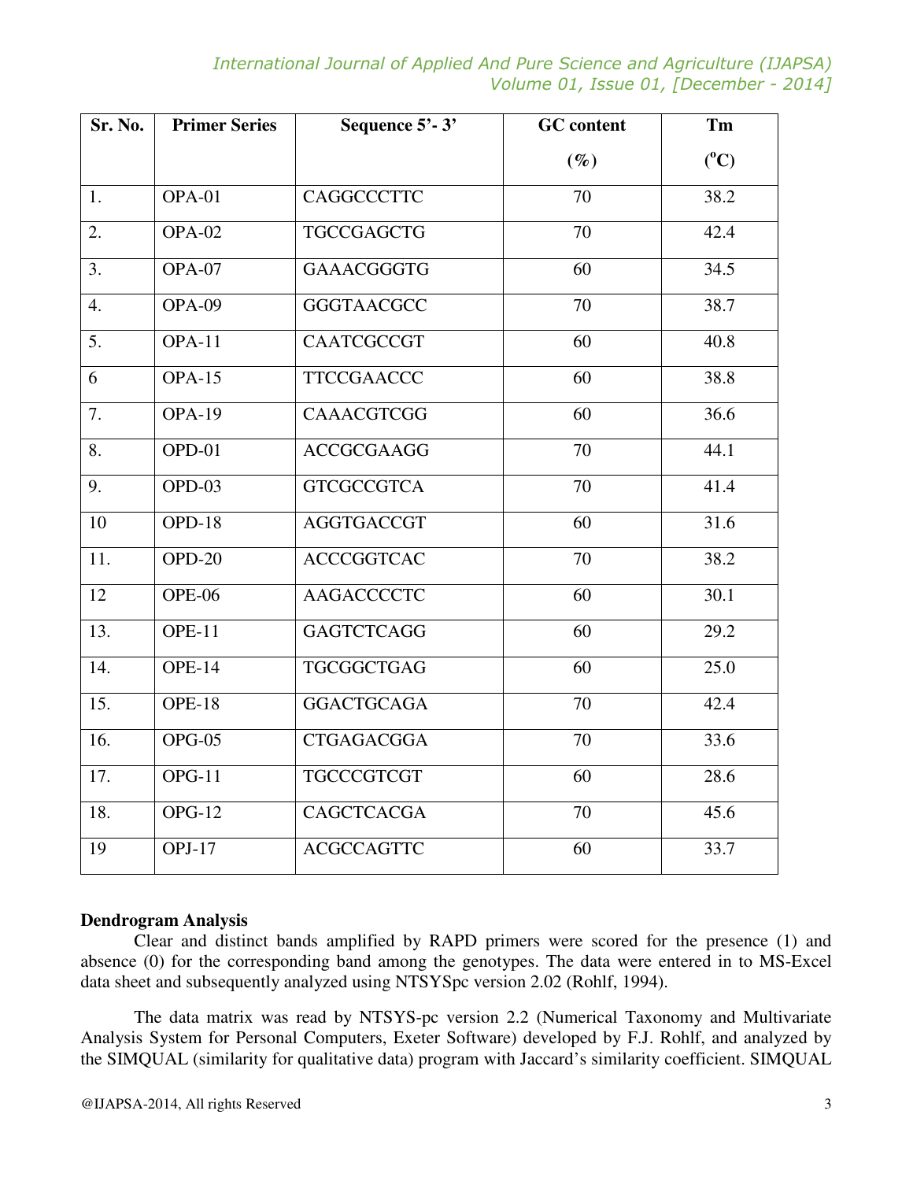| Sr. No. | Primer Series | Sequence 5'- 3' | GC content (%) | Tm ($^o$C) |
|---|---|---|---|---|
| 1. | OPA-01 | CAGGCCCTTC | 70 | 38.2 |
| 2. | OPA-02 | TGCCGAGCTG | 70 | 42.4 |
| 3. | OPA-07 | GAAACGGGTG | 60 | 34.5 |
| 4. | OPA-09 | GGGTAACGCC | 70 | 38.7 |
| 5. | OPA-11 | CAATCGCCGT | 60 | 40.8 |
| 6 | OPA-15 | TTCCGAACCC | 60 | 38.8 |
| 7. | OPA-19 | CAAACGTCGG | 60 | 36.6 |
| 8. | OPD-01 | ACCGCGAAGG | 70 | 44.1 |
| 9. | OPD-03 | GTCGCCGTCA | 70 | 41.4 |
| 10 | OPD-18 | AGGTGACCGT | 60 | 31.6 |
| 11. | OPD-20 | ACCCGGTCAC | 70 | 38.2 |
| 12 | OPE-06 | AAGACCCCTC | 60 | 30.1 |
| 13. | OPE-11 | GAGTCTCAGG | 60 | 29.2 |
| 14. | OPE-14 | TGCGGCTGAG | 60 | 25.0 |
| 15. | OPE-18 | GGACTGCAGA | 70 | 42.4 |
| 16. | OPG-05 | CTGAGACGGA | 70 | 33.6 |
| 17. | OPG-11 | TGCCCGTCGT | 60 | 28.6 |
| 18. | OPG-12 | CAGCTCACGA | 70 | 45.6 |
| 19 | OPJ-17 | ACGCCAGTTC | 60 | 33.7 |

**Dendrogram Analysis**

Clear and distinct bands amplified by RAPD primers were scored for the presence (1) and absence (0) for the corresponding band among the genotypes. The data were entered in to MS-Excel data sheet and subsequently analyzed using NTSYSpc version 2.02 (Rohlf, 1994).

The data matrix was read by NTSYS-pc version 2.2 (Numerical Taxonomy and Multivariate Analysis System for Personal Computers, Exeter Software) developed by F.J. Rohlf, and analyzed by the SIMQUAL (similarity for qualitative data) program with Jaccard's similarity coefficient. SIMQUAL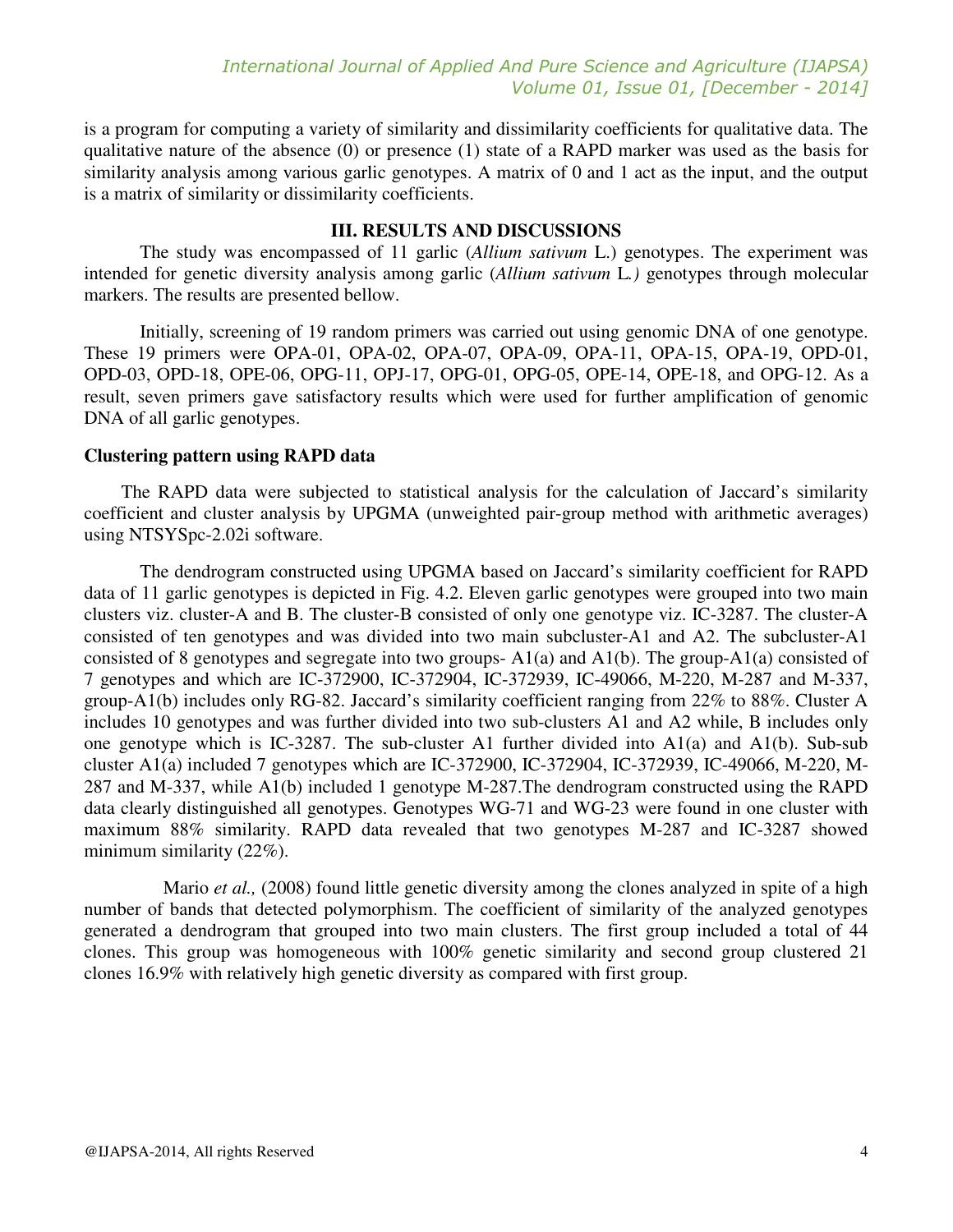is a program for computing a variety of similarity and dissimilarity coefficients for qualitative data. The qualitative nature of the absence (0) or presence (1) state of a RAPD marker was used as the basis for similarity analysis among various garlic genotypes. A matrix of 0 and 1 act as the input, and the output is a matrix of similarity or dissimilarity coefficients.

## III. RESULTS AND DISCUSSIONS

The study was encompassed of 11 garlic (*Allium sativum* L.) genotypes. The experiment was intended for genetic diversity analysis among garlic (*Allium sativum* L*.)* genotypes through molecular markers. The results are presented bellow.

Initially, screening of 19 random primers was carried out using genomic DNA of one genotype. These 19 primers were OPA-01, OPA-02, OPA-07, OPA-09, OPA-11, OPA-15, OPA-19, OPD-01, OPD-03, OPD-18, OPE-06, OPG-11, OPJ-17, OPG-01, OPG-05, OPE-14, OPE-18, and OPG-12. As a result, seven primers gave satisfactory results which were used for further amplification of genomic DNA of all garlic genotypes.

### Clustering pattern using RAPD data

The RAPD data were subjected to statistical analysis for the calculation of Jaccard's similarity coefficient and cluster analysis by UPGMA (unweighted pair-group method with arithmetic averages) using NTSYSpc-2.02i software.

The dendrogram constructed using UPGMA based on Jaccard's similarity coefficient for RAPD data of 11 garlic genotypes is depicted in Fig. 4.2. Eleven garlic genotypes were grouped into two main clusters viz. cluster-A and B. The cluster-B consisted of only one genotype viz. IC-3287. The cluster-A consisted of ten genotypes and was divided into two main subcluster-A1 and A2. The subcluster-A1 consisted of 8 genotypes and segregate into two groups- A1(a) and A1(b). The group-A1(a) consisted of 7 genotypes and which are IC-372900, IC-372904, IC-372939, IC-49066, M-220, M-287 and M-337, group-A1(b) includes only RG-82. Jaccard's similarity coefficient ranging from 22% to 88%. Cluster A includes 10 genotypes and was further divided into two sub-clusters A1 and A2 while, B includes only one genotype which is IC-3287. The sub-cluster A1 further divided into A1(a) and A1(b). Sub-sub cluster A1(a) included 7 genotypes which are IC-372900, IC-372904, IC-372939, IC-49066, M-220, M-287 and M-337, while A1(b) included 1 genotype M-287.The dendrogram constructed using the RAPD data clearly distinguished all genotypes. Genotypes WG-71 and WG-23 were found in one cluster with maximum 88% similarity. RAPD data revealed that two genotypes M-287 and IC-3287 showed minimum similarity (22%).

Mario *et al.,* (2008) found little genetic diversity among the clones analyzed in spite of a high number of bands that detected polymorphism. The coefficient of similarity of the analyzed genotypes generated a dendrogram that grouped into two main clusters. The first group included a total of 44 clones. This group was homogeneous with 100% genetic similarity and second group clustered 21 clones 16.9% with relatively high genetic diversity as compared with first group.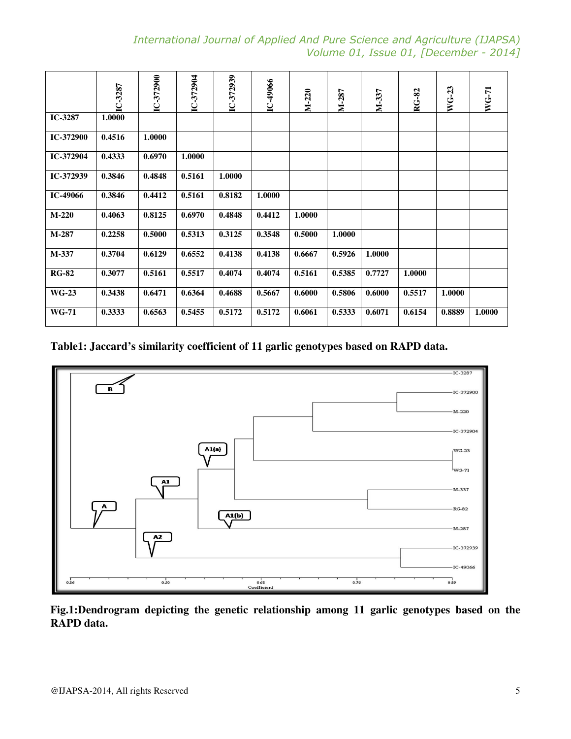| | IC-3287 | IC-372900 | IC-372904 | IC-372939 | IC-49066 | M-220 | M-287 | M-337 | RG-82 | WG-23 | WG-71 |
|---|---|---|---|---|---|---|---|---|---|---|---|
| **IC-3287** | **1.0000** | | | | | | | | | | |
| **IC-372900** | **0.4516** | **1.0000** | | | | | | | | | |
| **IC-372904** | **0.4333** | **0.6970** | **1.0000** | | | | | | | | |
| **IC-372939** | **0.3846** | **0.4848** | **0.5161** | **1.0000** | | | | | | | |
| **IC-49066** | **0.3846** | **0.4412** | **0.5161** | **0.8182** | **1.0000** | | | | | | |
| **M-220** | **0.4063** | **0.8125** | **0.6970** | **0.4848** | **0.4412** | **1.0000** | | | | | |
| **M-287** | **0.2258** | **0.5000** | **0.5313** | **0.3125** | **0.3548** | **0.5000** | **1.0000** | | | | |
| **M-337** | **0.3704** | **0.6129** | **0.6552** | **0.4138** | **0.4138** | **0.6667** | **0.5926** | **1.0000** | | | |
| **RG-82** | **0.3077** | **0.5161** | **0.5517** | **0.4074** | **0.4074** | **0.5161** | **0.5385** | **0.7727** | **1.0000** | | |
| **WG-23** | **0.3438** | **0.6471** | **0.6364** | **0.4688** | **0.5667** | **0.6000** | **0.5806** | **0.6000** | **0.5517** | **1.0000** | |
| **WG-71** | **0.3333** | **0.6563** | **0.5455** | **0.5172** | **0.5172** | **0.6061** | **0.5333** | **0.6071** | **0.6154** | **0.8889** | **1.0000** |

**Table1: Jaccard's similarity coefficient of 11 garlic genotypes based on RAPD data.**

**Fig.1:Dendrogram depicting the genetic relationship among 11 garlic genotypes based on the RAPD data.**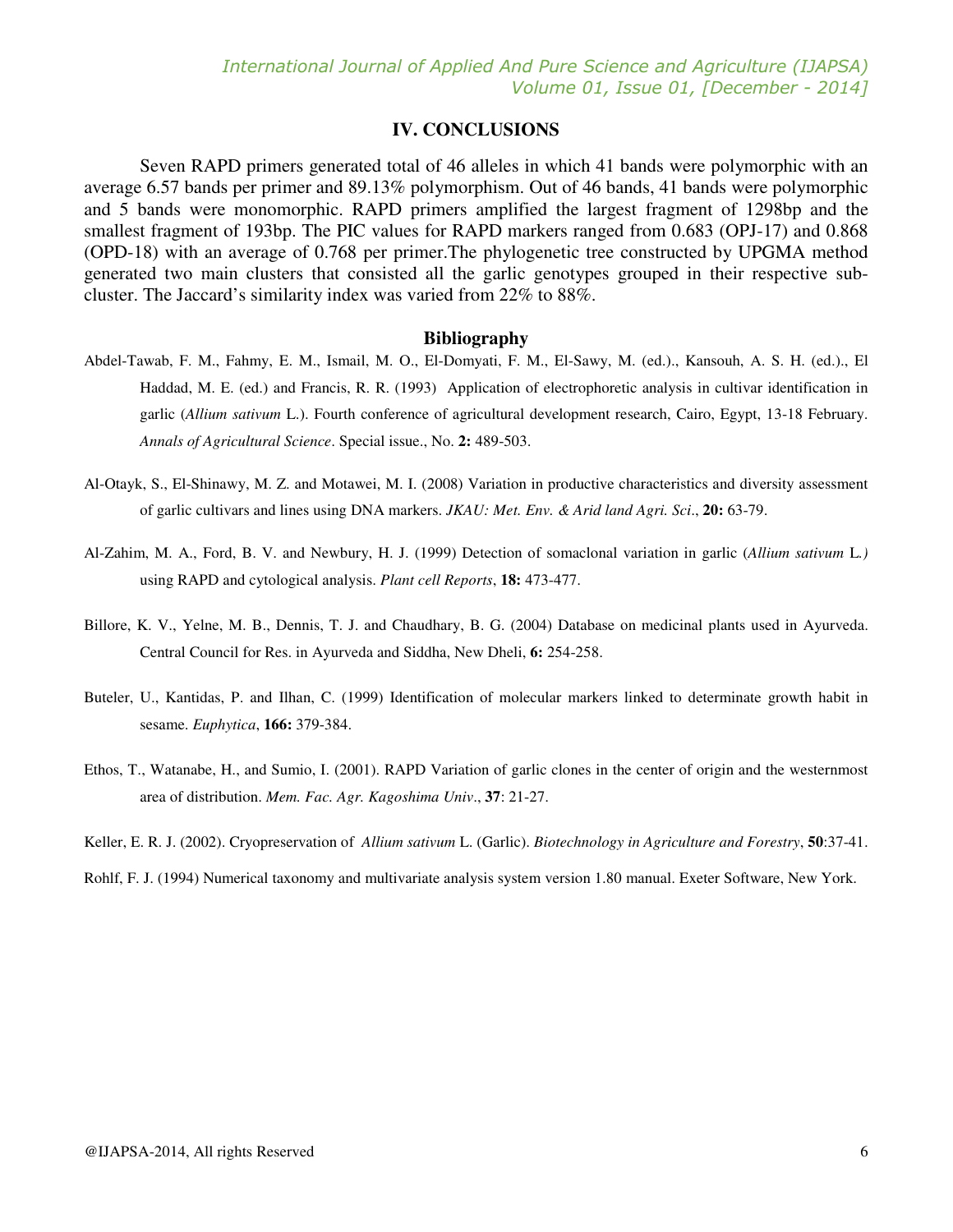## IV. CONCLUSIONS

Seven RAPD primers generated total of 46 alleles in which 41 bands were polymorphic with an average 6.57 bands per primer and 89.13% polymorphism. Out of 46 bands, 41 bands were polymorphic and 5 bands were monomorphic. RAPD primers amplified the largest fragment of 1298bp and the smallest fragment of 193bp. The PIC values for RAPD markers ranged from 0.683 (OPJ-17) and 0.868 (OPD-18) with an average of 0.768 per primer.The phylogenetic tree constructed by UPGMA method generated two main clusters that consisted all the garlic genotypes grouped in their respective sub-cluster. The Jaccard's similarity index was varied from 22% to 88%.

## Bibliography

Abdel-Tawab, F. M., Fahmy, E. M., Ismail, M. O., El-Domyati, F. M., El-Sawy, M. (ed.)., Kansouh, A. S. H. (ed.)., El Haddad, M. E. (ed.) and Francis, R. R. (1993) Application of electrophoretic analysis in cultivar identification in garlic (*Allium sativum* L.). Fourth conference of agricultural development research, Cairo, Egypt, 13-18 February. *Annals of Agricultural Science*. Special issue., No. **2:** 489-503.

Al-Otayk, S., El-Shinawy, M. Z. and Motawei, M. I. (2008) Variation in productive characteristics and diversity assessment of garlic cultivars and lines using DNA markers. *JKAU: Met. Env. & Arid land Agri. Sci*., **20:** 63-79.

Al-Zahim, M. A., Ford, B. V. and Newbury, H. J. (1999) Detection of somaclonal variation in garlic (*Allium sativum* L.) using RAPD and cytological analysis. *Plant cell Reports*, **18:** 473-477.

Billore, K. V., Yelne, M. B., Dennis, T. J. and Chaudhary, B. G. (2004) Database on medicinal plants used in Ayurveda. Central Council for Res. in Ayurveda and Siddha, New Dheli, **6:** 254-258.

Buteler, U., Kantidas, P. and Ilhan, C. (1999) Identification of molecular markers linked to determinate growth habit in sesame. *Euphytica*, **166:** 379-384.

Ethos, T., Watanabe, H., and Sumio, I. (2001). RAPD Variation of garlic clones in the center of origin and the westernmost area of distribution. *Mem. Fac. Agr. Kagoshima Univ*., **37**: 21-27.

Keller, E. R. J. (2002). Cryopreservation of *Allium sativum* L. (Garlic). *Biotechnology in Agriculture and Forestry*, **50**:37-41.

Rohlf, F. J. (1994) Numerical taxonomy and multivariate analysis system version 1.80 manual. Exeter Software, New York.